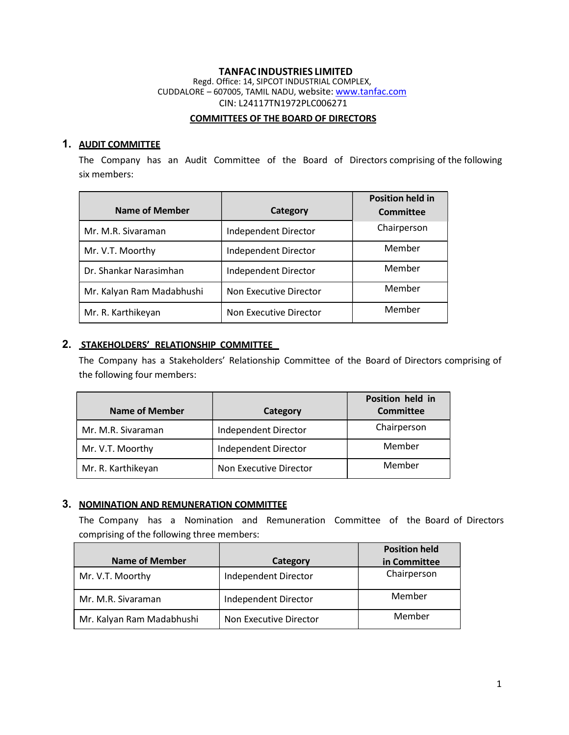**TANFAC INDUSTRIES LIMITED**
Regd. Office: 14, SIPCOT INDUSTRIAL COMPLEX,
CUDDALORE – 607005, TAMIL NADU, website: www.tanfac.com
CIN: L24117TN1972PLC006271

## COMMITTEES OF THE BOARD OF DIRECTORS

### 1. AUDIT COMMITTEE

The Company has an Audit Committee of the Board of Directors comprising of the following six members:

| Name of Member | Category | Position held in Committee |
|---|---|---|
| Mr. M.R. Sivaraman | Independent Director | Chairperson |
| Mr. V.T. Moorthy | Independent Director | Member |
| Dr. Shankar Narasimhan | Independent Director | Member |
| Mr. Kalyan Ram Madabhushi | Non Executive Director | Member |
| Mr. R. Karthikeyan | Non Executive Director | Member |

### 2. STAKEHOLDERS' RELATIONSHIP COMMITTEE

The Company has a Stakeholders' Relationship Committee of the Board of Directors comprising of the following four members:

| Name of Member | Category | Position held in Committee |
|---|---|---|
| Mr. M.R. Sivaraman | Independent Director | Chairperson |
| Mr. V.T. Moorthy | Independent Director | Member |
| Mr. R. Karthikeyan | Non Executive Director | Member |

### 3. NOMINATION AND REMUNERATION COMMITTEE

The Company has a Nomination and Remuneration Committee of the Board of Directors comprising of the following three members:

| Name of Member | Category | Position held in Committee |
|---|---|---|
| Mr. V.T. Moorthy | Independent Director | Chairperson |
| Mr. M.R. Sivaraman | Independent Director | Member |
| Mr. Kalyan Ram Madabhushi | Non Executive Director | Member |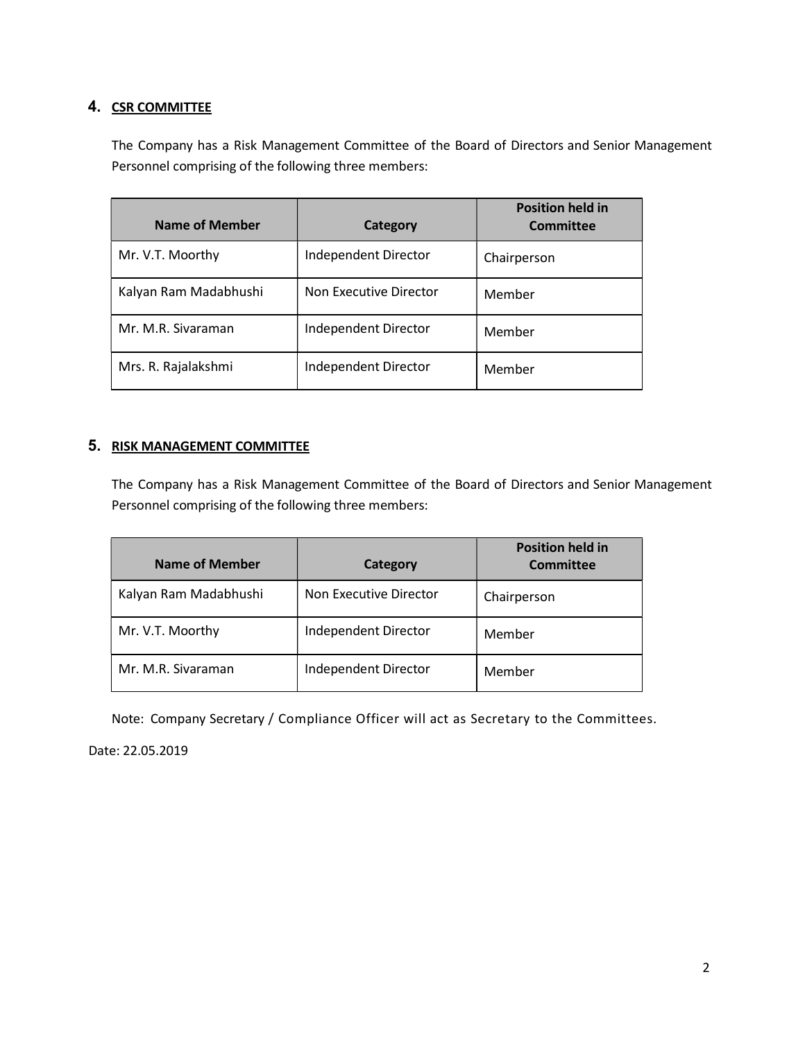## 4. CSR COMMITTEE

The Company has a Risk Management Committee of the Board of Directors and Senior Management Personnel comprising of the following three members:

| Name of Member | Category | Position held in Committee |
|---|---|---|
| Mr. V.T. Moorthy | Independent Director | Chairperson |
| Kalyan Ram Madabhushi | Non Executive Director | Member |
| Mr. M.R. Sivaraman | Independent Director | Member |
| Mrs. R. Rajalakshmi | Independent Director | Member |

## 5. RISK MANAGEMENT COMMITTEE

The Company has a Risk Management Committee of the Board of Directors and Senior Management Personnel comprising of the following three members:

| Name of Member | Category | Position held in Committee |
|---|---|---|
| Kalyan Ram Madabhushi | Non Executive Director | Chairperson |
| Mr. V.T. Moorthy | Independent Director | Member |
| Mr. M.R. Sivaraman | Independent Director | Member |

Note: Company Secretary / Compliance Officer will act as Secretary to the Committees.

Date: 22.05.2019